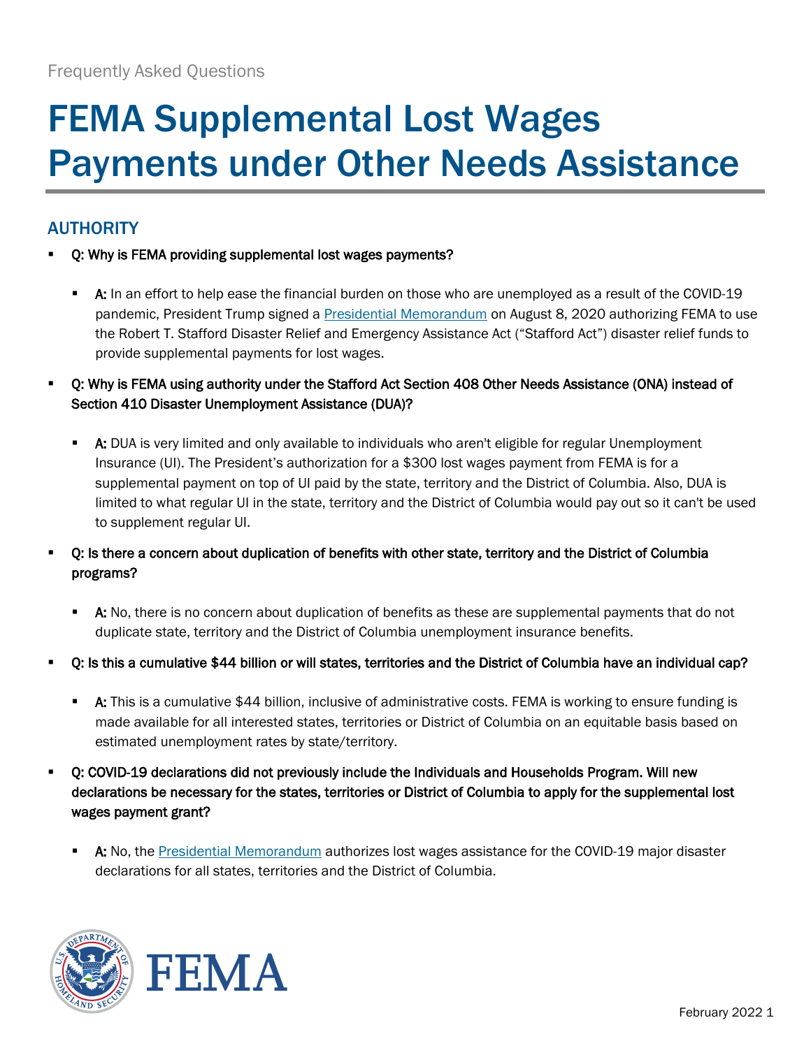Frequently Asked Questions

# FEMA Supplemental Lost Wages Payments under Other Needs Assistance

## AUTHORITY

- **Q: Why is FEMA providing supplemental lost wages payments?**
  - **A:** In an effort to help ease the financial burden on those who are unemployed as a result of the COVID-19 pandemic, President Trump signed a Presidential Memorandum on August 8, 2020 authorizing FEMA to use the Robert T. Stafford Disaster Relief and Emergency Assistance Act ("Stafford Act") disaster relief funds to provide supplemental payments for lost wages.
- **Q: Why is FEMA using authority under the Stafford Act Section 408 Other Needs Assistance (ONA) instead of Section 410 Disaster Unemployment Assistance (DUA)?**
  - **A:** DUA is very limited and only available to individuals who aren't eligible for regular Unemployment Insurance (UI). The President's authorization for a $300 lost wages payment from FEMA is for a supplemental payment on top of UI paid by the state, territory and the District of Columbia. Also, DUA is limited to what regular UI in the state, territory and the District of Columbia would pay out so it can't be used to supplement regular UI.
- **Q: Is there a concern about duplication of benefits with other state, territory and the District of Columbia programs?**
  - **A:** No, there is no concern about duplication of benefits as these are supplemental payments that do not duplicate state, territory and the District of Columbia unemployment insurance benefits.
- **Q: Is this a cumulative $44 billion or will states, territories and the District of Columbia have an individual cap?**
  - **A:** This is a cumulative $44 billion, inclusive of administrative costs. FEMA is working to ensure funding is made available for all interested states, territories or District of Columbia on an equitable basis based on estimated unemployment rates by state/territory.
- **Q: COVID-19 declarations did not previously include the Individuals and Households Program. Will new declarations be necessary for the states, territories or District of Columbia to apply for the supplemental lost wages payment grant?**
  - **A:** No, the Presidential Memorandum authorizes lost wages assistance for the COVID-19 major disaster declarations for all states, territories and the District of Columbia.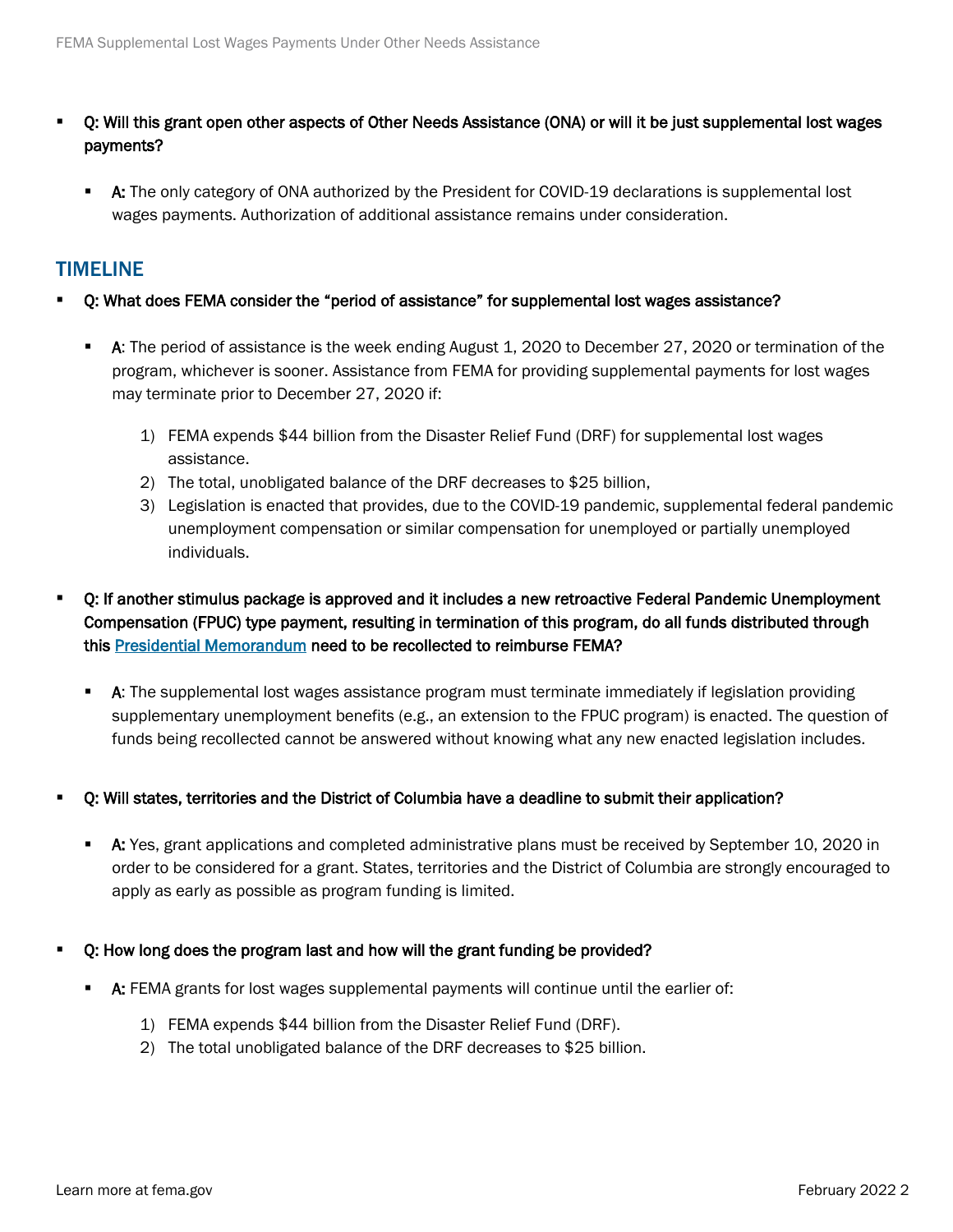- **Q: Will this grant open other aspects of Other Needs Assistance (ONA) or will it be just supplemental lost wages payments?**

  - **A:** The only category of ONA authorized by the President for COVID-19 declarations is supplemental lost wages payments. Authorization of additional assistance remains under consideration.

## TIMELINE

- **Q: What does FEMA consider the "period of assistance" for supplemental lost wages assistance?**

  - **A**: The period of assistance is the week ending August 1, 2020 to December 27, 2020 or termination of the program, whichever is sooner. Assistance from FEMA for providing supplemental payments for lost wages may terminate prior to December 27, 2020 if:

    1) FEMA expends $44 billion from the Disaster Relief Fund (DRF) for supplemental lost wages assistance.
    2) The total, unobligated balance of the DRF decreases to $25 billion,
    3) Legislation is enacted that provides, due to the COVID-19 pandemic, supplemental federal pandemic unemployment compensation or similar compensation for unemployed or partially unemployed individuals.

- **Q: If another stimulus package is approved and it includes a new retroactive Federal Pandemic Unemployment Compensation (FPUC) type payment, resulting in termination of this program, do all funds distributed through this Presidential Memorandum need to be recollected to reimburse FEMA?**

  - **A**: The supplemental lost wages assistance program must terminate immediately if legislation providing supplementary unemployment benefits (e.g., an extension to the FPUC program) is enacted. The question of funds being recollected cannot be answered without knowing what any new enacted legislation includes.

- **Q: Will states, territories and the District of Columbia have a deadline to submit their application?**

  - **A:** Yes, grant applications and completed administrative plans must be received by September 10, 2020 in order to be considered for a grant. States, territories and the District of Columbia are strongly encouraged to apply as early as possible as program funding is limited.

- **Q: How long does the program last and how will the grant funding be provided?**

  - **A:** FEMA grants for lost wages supplemental payments will continue until the earlier of:

    1) FEMA expends $44 billion from the Disaster Relief Fund (DRF).
    2) The total unobligated balance of the DRF decreases to $25 billion.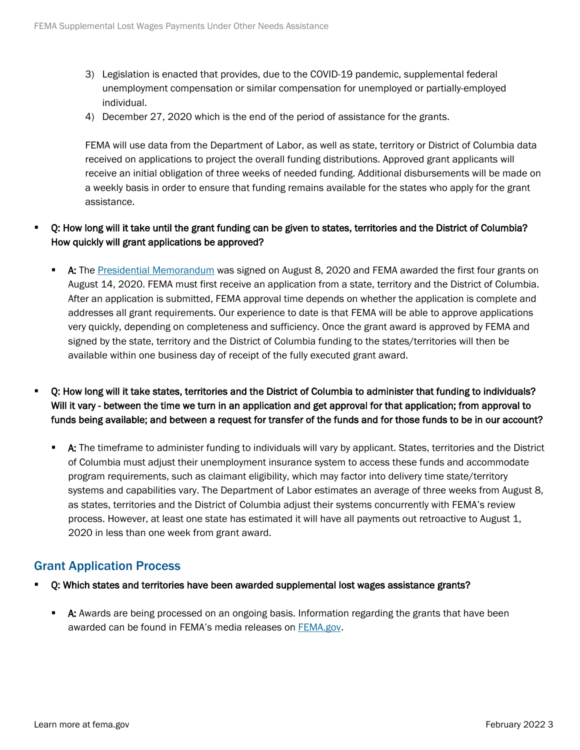3) Legislation is enacted that provides, due to the COVID-19 pandemic, supplemental federal unemployment compensation or similar compensation for unemployed or partially-employed individual.
4) December 27, 2020 which is the end of the period of assistance for the grants.

FEMA will use data from the Department of Labor, as well as state, territory or District of Columbia data received on applications to project the overall funding distributions. Approved grant applicants will receive an initial obligation of three weeks of needed funding. Additional disbursements will be made on a weekly basis in order to ensure that funding remains available for the states who apply for the grant assistance.

- **Q: How long will it take until the grant funding can be given to states, territories and the District of Columbia? How quickly will grant applications be approved?**

  - **A:** The [Presidential Memorandum](#) was signed on August 8, 2020 and FEMA awarded the first four grants on August 14, 2020. FEMA must first receive an application from a state, territory and the District of Columbia. After an application is submitted, FEMA approval time depends on whether the application is complete and addresses all grant requirements. Our experience to date is that FEMA will be able to approve applications very quickly, depending on completeness and sufficiency. Once the grant award is approved by FEMA and signed by the state, territory and the District of Columbia funding to the states/territories will then be available within one business day of receipt of the fully executed grant award.

- **Q: How long will it take states, territories and the District of Columbia to administer that funding to individuals? Will it vary - between the time we turn in an application and get approval for that application; from approval to funds being available; and between a request for transfer of the funds and for those funds to be in our account?**

  - **A:** The timeframe to administer funding to individuals will vary by applicant. States, territories and the District of Columbia must adjust their unemployment insurance system to access these funds and accommodate program requirements, such as claimant eligibility, which may factor into delivery time state/territory systems and capabilities vary. The Department of Labor estimates an average of three weeks from August 8, as states, territories and the District of Columbia adjust their systems concurrently with FEMA's review process. However, at least one state has estimated it will have all payments out retroactive to August 1, 2020 in less than one week from grant award.

## Grant Application Process

- **Q: Which states and territories have been awarded supplemental lost wages assistance grants?**

  - **A:** Awards are being processed on an ongoing basis. Information regarding the grants that have been awarded can be found in FEMA's media releases on [FEMA.gov](#).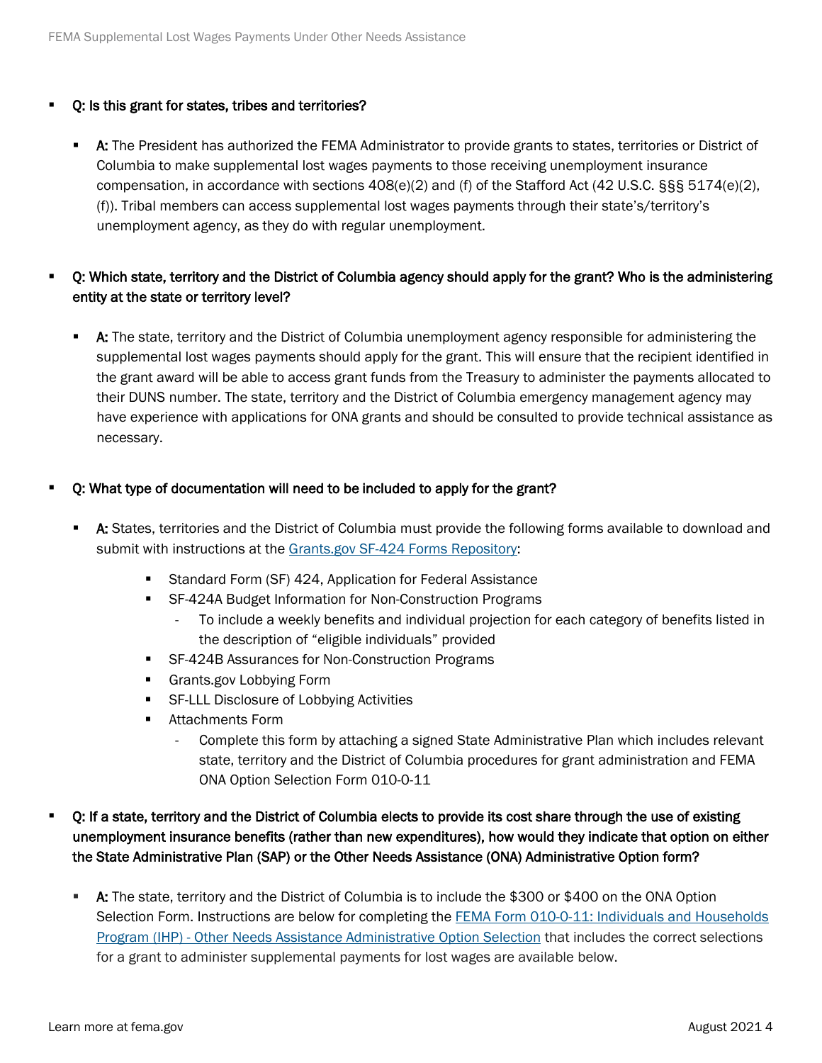- **Q: Is this grant for states, tribes and territories?**

  - **A:** The President has authorized the FEMA Administrator to provide grants to states, territories or District of Columbia to make supplemental lost wages payments to those receiving unemployment insurance compensation, in accordance with sections 408(e)(2) and (f) of the Stafford Act (42 U.S.C. §§§ 5174(e)(2), (f)). Tribal members can access supplemental lost wages payments through their state's/territory's unemployment agency, as they do with regular unemployment.

- **Q: Which state, territory and the District of Columbia agency should apply for the grant? Who is the administering entity at the state or territory level?**

  - **A:** The state, territory and the District of Columbia unemployment agency responsible for administering the supplemental lost wages payments should apply for the grant. This will ensure that the recipient identified in the grant award will be able to access grant funds from the Treasury to administer the payments allocated to their DUNS number. The state, territory and the District of Columbia emergency management agency may have experience with applications for ONA grants and should be consulted to provide technical assistance as necessary.

- **Q: What type of documentation will need to be included to apply for the grant?**

  - **A:** States, territories and the District of Columbia must provide the following forms available to download and submit with instructions at the [Grants.gov SF-424 Forms Repository](Grants.gov SF-424 Forms Repository):

    - Standard Form (SF) 424, Application for Federal Assistance
    - SF-424A Budget Information for Non-Construction Programs
      - To include a weekly benefits and individual projection for each category of benefits listed in the description of "eligible individuals" provided
    - SF-424B Assurances for Non-Construction Programs
    - Grants.gov Lobbying Form
    - SF-LLL Disclosure of Lobbying Activities
    - Attachments Form
      - Complete this form by attaching a signed State Administrative Plan which includes relevant state, territory and the District of Columbia procedures for grant administration and FEMA ONA Option Selection Form 010-0-11

- **Q: If a state, territory and the District of Columbia elects to provide its cost share through the use of existing unemployment insurance benefits (rather than new expenditures), how would they indicate that option on either the State Administrative Plan (SAP) or the Other Needs Assistance (ONA) Administrative Option form?**

  - **A:** The state, territory and the District of Columbia is to include the $300 or $400 on the ONA Option Selection Form. Instructions are below for completing the FEMA Form 010-0-11: Individuals and Households Program (IHP) - Other Needs Assistance Administrative Option Selection that includes the correct selections for a grant to administer supplemental payments for lost wages are available below.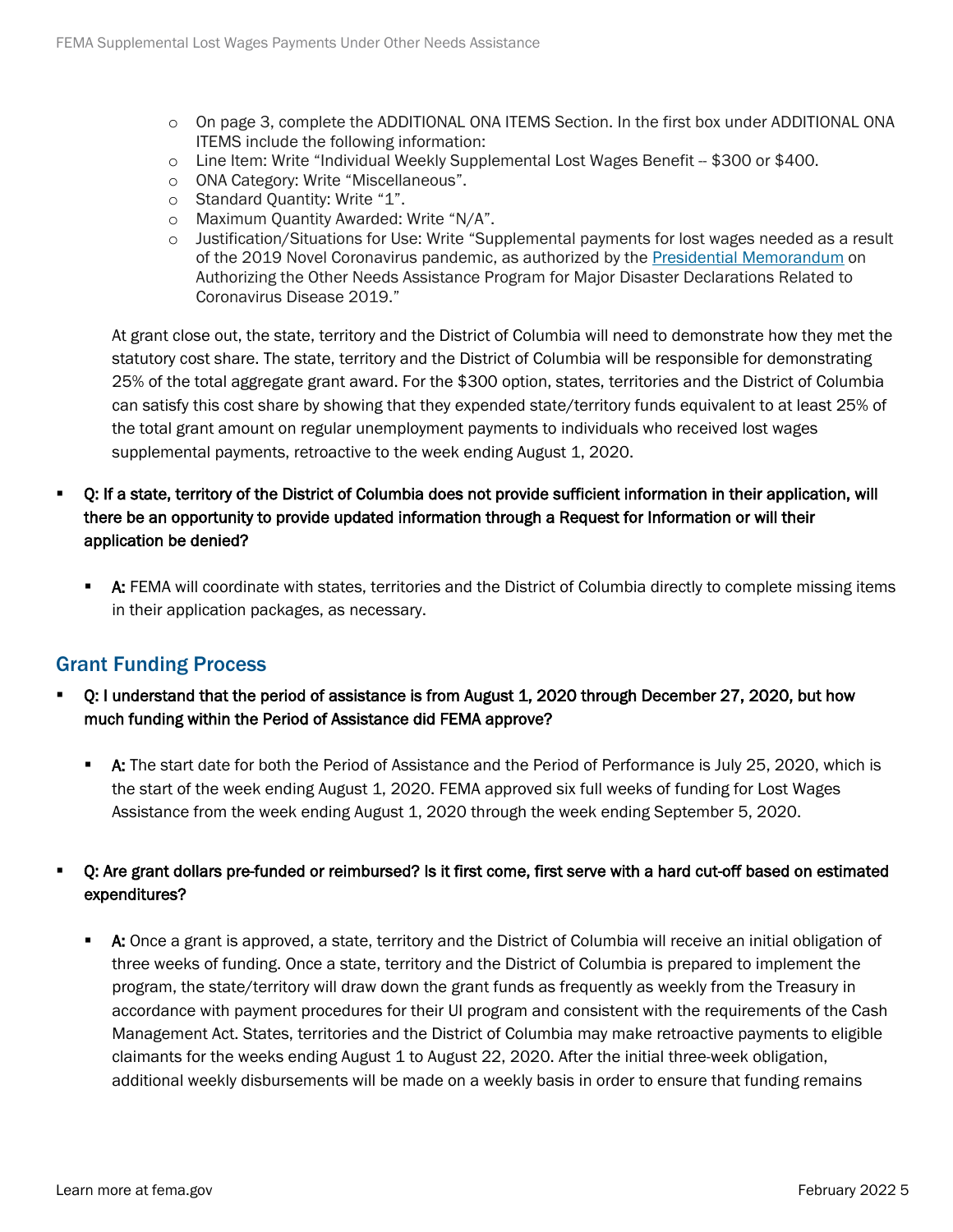- On page 3, complete the ADDITIONAL ONA ITEMS Section. In the first box under ADDITIONAL ONA ITEMS include the following information:
- Line Item: Write "Individual Weekly Supplemental Lost Wages Benefit -- $300 or $400.
- ONA Category: Write "Miscellaneous".
- Standard Quantity: Write "1".
- Maximum Quantity Awarded: Write "N/A".
- Justification/Situations for Use: Write "Supplemental payments for lost wages needed as a result of the 2019 Novel Coronavirus pandemic, as authorized by the Presidential Memorandum on Authorizing the Other Needs Assistance Program for Major Disaster Declarations Related to Coronavirus Disease 2019."

At grant close out, the state, territory and the District of Columbia will need to demonstrate how they met the statutory cost share. The state, territory and the District of Columbia will be responsible for demonstrating 25% of the total aggregate grant award. For the $300 option, states, territories and the District of Columbia can satisfy this cost share by showing that they expended state/territory funds equivalent to at least 25% of the total grant amount on regular unemployment payments to individuals who received lost wages supplemental payments, retroactive to the week ending August 1, 2020.

- **Q: If a state, territory of the District of Columbia does not provide sufficient information in their application, will there be an opportunity to provide updated information through a Request for Information or will their application be denied?**
  - **A:** FEMA will coordinate with states, territories and the District of Columbia directly to complete missing items in their application packages, as necessary.

## Grant Funding Process

- **Q: I understand that the period of assistance is from August 1, 2020 through December 27, 2020, but how much funding within the Period of Assistance did FEMA approve?**
  - **A:** The start date for both the Period of Assistance and the Period of Performance is July 25, 2020, which is the start of the week ending August 1, 2020. FEMA approved six full weeks of funding for Lost Wages Assistance from the week ending August 1, 2020 through the week ending September 5, 2020.

- **Q: Are grant dollars pre-funded or reimbursed? Is it first come, first serve with a hard cut-off based on estimated expenditures?**
  - **A:** Once a grant is approved, a state, territory and the District of Columbia will receive an initial obligation of three weeks of funding. Once a state, territory and the District of Columbia is prepared to implement the program, the state/territory will draw down the grant funds as frequently as weekly from the Treasury in accordance with payment procedures for their UI program and consistent with the requirements of the Cash Management Act. States, territories and the District of Columbia may make retroactive payments to eligible claimants for the weeks ending August 1 to August 22, 2020. After the initial three-week obligation, additional weekly disbursements will be made on a weekly basis in order to ensure that funding remains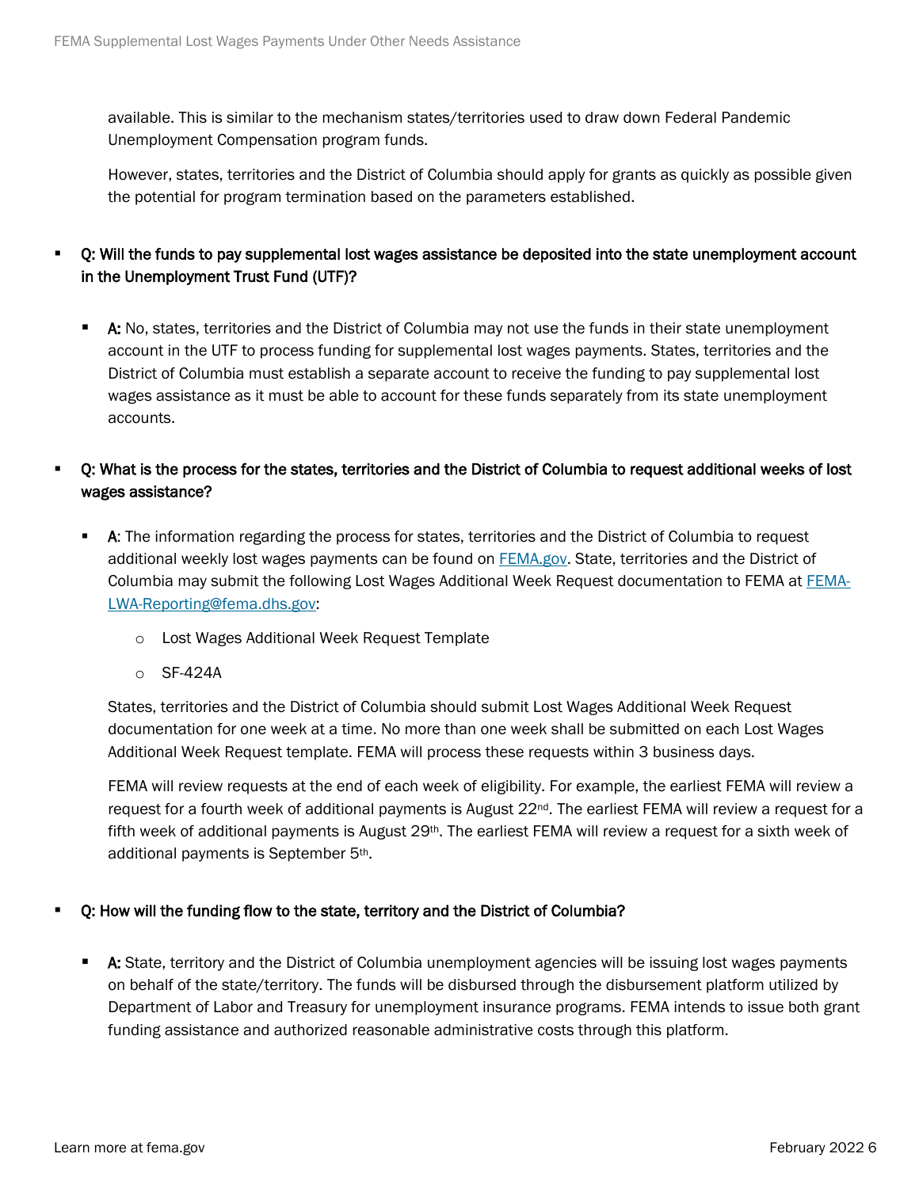available. This is similar to the mechanism states/territories used to draw down Federal Pandemic Unemployment Compensation program funds.

However, states, territories and the District of Columbia should apply for grants as quickly as possible given the potential for program termination based on the parameters established.

- **Q: Will the funds to pay supplemental lost wages assistance be deposited into the state unemployment account in the Unemployment Trust Fund (UTF)?**

  - **A:** No, states, territories and the District of Columbia may not use the funds in their state unemployment account in the UTF to process funding for supplemental lost wages payments. States, territories and the District of Columbia must establish a separate account to receive the funding to pay supplemental lost wages assistance as it must be able to account for these funds separately from its state unemployment accounts.

- **Q: What is the process for the states, territories and the District of Columbia to request additional weeks of lost wages assistance?**

  - **A**: The information regarding the process for states, territories and the District of Columbia to request additional weekly lost wages payments can be found on [FEMA.gov](https://www.fema.gov). State, territories and the District of Columbia may submit the following Lost Wages Additional Week Request documentation to FEMA at [FEMA-LWA-Reporting@fema.dhs.gov](mailto:FEMA-LWA-Reporting@fema.dhs.gov):

    - Lost Wages Additional Week Request Template
    - SF-424A

    States, territories and the District of Columbia should submit Lost Wages Additional Week Request documentation for one week at a time. No more than one week shall be submitted on each Lost Wages Additional Week Request template. FEMA will process these requests within 3 business days.

    FEMA will review requests at the end of each week of eligibility. For example, the earliest FEMA will review a request for a fourth week of additional payments is August 22nd. The earliest FEMA will review a request for a fifth week of additional payments is August 29th. The earliest FEMA will review a request for a sixth week of additional payments is September 5th.

- **Q: How will the funding flow to the state, territory and the District of Columbia?**

  - **A:** State, territory and the District of Columbia unemployment agencies will be issuing lost wages payments on behalf of the state/territory. The funds will be disbursed through the disbursement platform utilized by Department of Labor and Treasury for unemployment insurance programs. FEMA intends to issue both grant funding assistance and authorized reasonable administrative costs through this platform.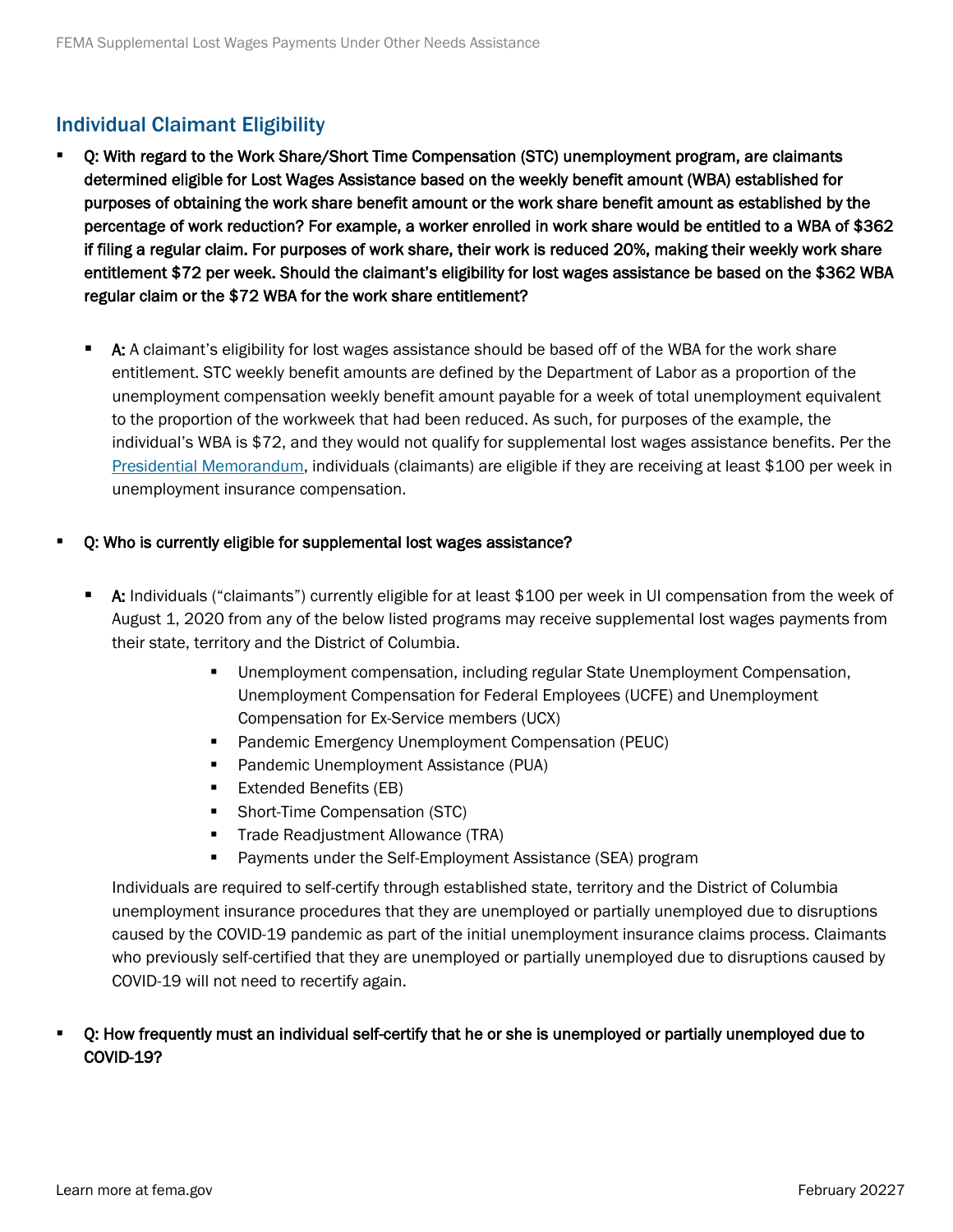## Individual Claimant Eligibility

- **Q: With regard to the Work Share/Short Time Compensation (STC) unemployment program, are claimants determined eligible for Lost Wages Assistance based on the weekly benefit amount (WBA) established for purposes of obtaining the work share benefit amount or the work share benefit amount as established by the percentage of work reduction? For example, a worker enrolled in work share would be entitled to a WBA of $362 if filing a regular claim. For purposes of work share, their work is reduced 20%, making their weekly work share entitlement $72 per week. Should the claimant's eligibility for lost wages assistance be based on the $362 WBA regular claim or the $72 WBA for the work share entitlement?**

  - **A:** A claimant's eligibility for lost wages assistance should be based off of the WBA for the work share entitlement. STC weekly benefit amounts are defined by the Department of Labor as a proportion of the unemployment compensation weekly benefit amount payable for a week of total unemployment equivalent to the proportion of the workweek that had been reduced. As such, for purposes of the example, the individual's WBA is $72, and they would not qualify for supplemental lost wages assistance benefits. Per the Presidential Memorandum, individuals (claimants) are eligible if they are receiving at least $100 per week in unemployment insurance compensation.

- **Q: Who is currently eligible for supplemental lost wages assistance?**

  - **A:** Individuals ("claimants") currently eligible for at least $100 per week in UI compensation from the week of August 1, 2020 from any of the below listed programs may receive supplemental lost wages payments from their state, territory and the District of Columbia.
    - Unemployment compensation, including regular State Unemployment Compensation, Unemployment Compensation for Federal Employees (UCFE) and Unemployment Compensation for Ex-Service members (UCX)
    - Pandemic Emergency Unemployment Compensation (PEUC)
    - Pandemic Unemployment Assistance (PUA)
    - Extended Benefits (EB)
    - Short-Time Compensation (STC)
    - Trade Readjustment Allowance (TRA)
    - Payments under the Self-Employment Assistance (SEA) program

    Individuals are required to self-certify through established state, territory and the District of Columbia unemployment insurance procedures that they are unemployed or partially unemployed due to disruptions caused by the COVID-19 pandemic as part of the initial unemployment insurance claims process. Claimants who previously self-certified that they are unemployed or partially unemployed due to disruptions caused by COVID-19 will not need to recertify again.

- **Q: How frequently must an individual self-certify that he or she is unemployed or partially unemployed due to COVID-19?**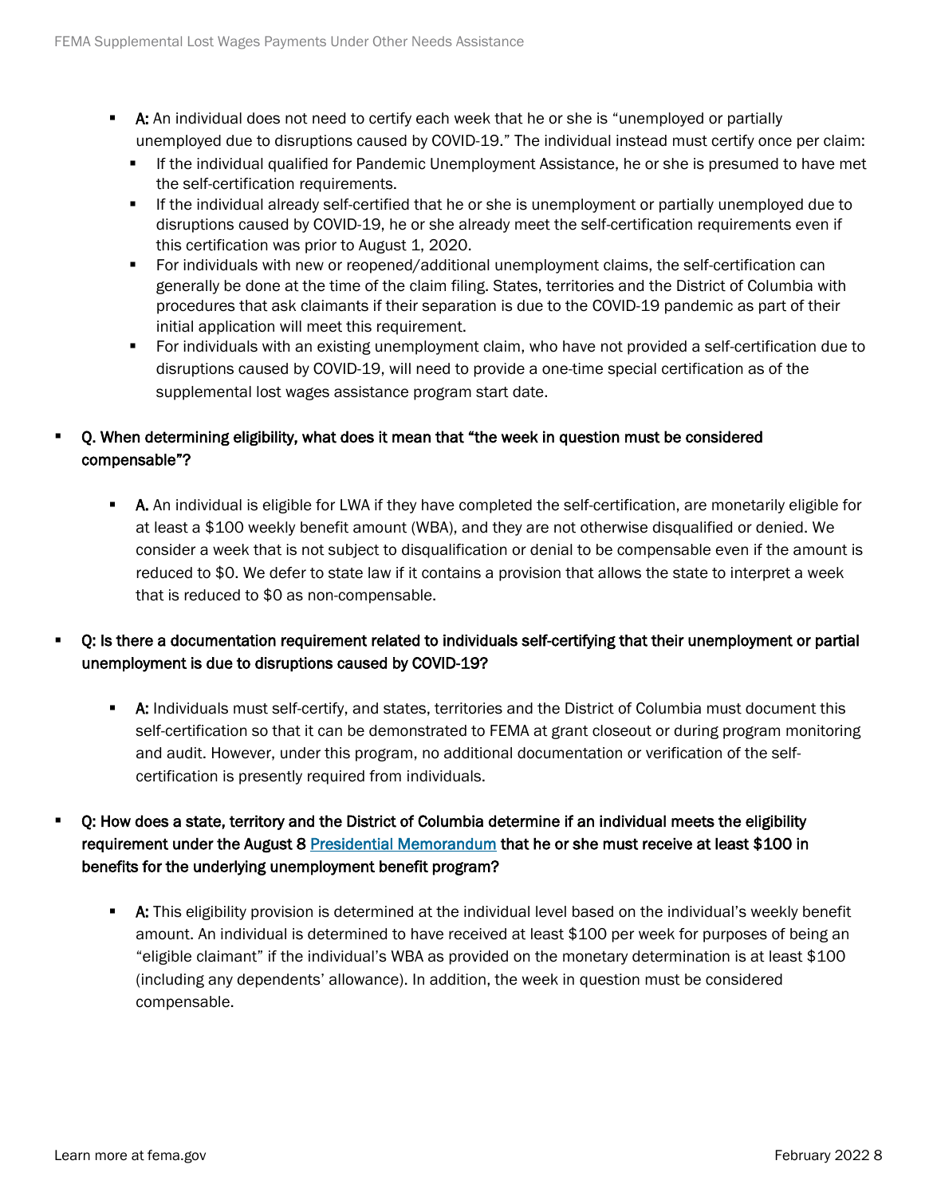- **A:** An individual does not need to certify each week that he or she is "unemployed or partially unemployed due to disruptions caused by COVID-19." The individual instead must certify once per claim:
  - If the individual qualified for Pandemic Unemployment Assistance, he or she is presumed to have met the self-certification requirements.
  - If the individual already self-certified that he or she is unemployment or partially unemployed due to disruptions caused by COVID-19, he or she already meet the self-certification requirements even if this certification was prior to August 1, 2020.
  - For individuals with new or reopened/additional unemployment claims, the self-certification can generally be done at the time of the claim filing. States, territories and the District of Columbia with procedures that ask claimants if their separation is due to the COVID-19 pandemic as part of their initial application will meet this requirement.
  - For individuals with an existing unemployment claim, who have not provided a self-certification due to disruptions caused by COVID-19, will need to provide a one-time special certification as of the supplemental lost wages assistance program start date.

- **Q. When determining eligibility, what does it mean that "the week in question must be considered compensable"?**
  - **A.** An individual is eligible for LWA if they have completed the self-certification, are monetarily eligible for at least a $100 weekly benefit amount (WBA), and they are not otherwise disqualified or denied. We consider a week that is not subject to disqualification or denial to be compensable even if the amount is reduced to $0. We defer to state law if it contains a provision that allows the state to interpret a week that is reduced to $0 as non-compensable.

- **Q: Is there a documentation requirement related to individuals self-certifying that their unemployment or partial unemployment is due to disruptions caused by COVID-19?**
  - **A:** Individuals must self-certify, and states, territories and the District of Columbia must document this self-certification so that it can be demonstrated to FEMA at grant closeout or during program monitoring and audit. However, under this program, no additional documentation or verification of the self-certification is presently required from individuals.

- **Q: How does a state, territory and the District of Columbia determine if an individual meets the eligibility requirement under the August 8 Presidential Memorandum that he or she must receive at least $100 in benefits for the underlying unemployment benefit program?**
  - **A:** This eligibility provision is determined at the individual level based on the individual's weekly benefit amount. An individual is determined to have received at least $100 per week for purposes of being an "eligible claimant" if the individual's WBA as provided on the monetary determination is at least $100 (including any dependents' allowance). In addition, the week in question must be considered compensable.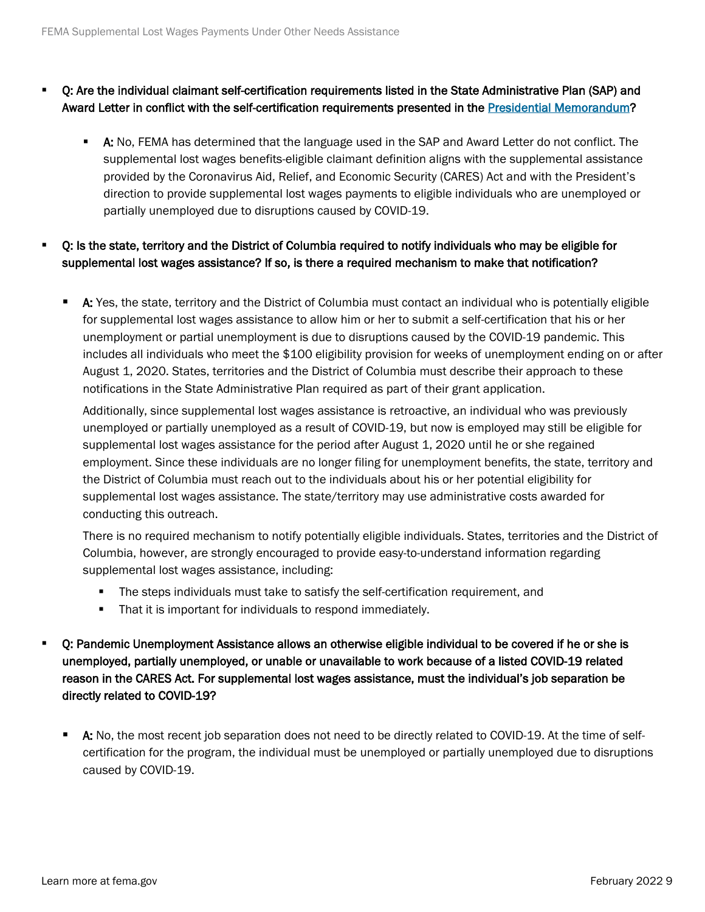- **Q: Are the individual claimant self-certification requirements listed in the State Administrative Plan (SAP) and Award Letter in conflict with the self-certification requirements presented in the [Presidential Memorandum](#)?**

  - **A:** No, FEMA has determined that the language used in the SAP and Award Letter do not conflict. The supplemental lost wages benefits-eligible claimant definition aligns with the supplemental assistance provided by the Coronavirus Aid, Relief, and Economic Security (CARES) Act and with the President's direction to provide supplemental lost wages payments to eligible individuals who are unemployed or partially unemployed due to disruptions caused by COVID-19.

- **Q: Is the state, territory and the District of Columbia required to notify individuals who may be eligible for supplemental lost wages assistance? If so, is there a required mechanism to make that notification?**

  - **A:** Yes, the state, territory and the District of Columbia must contact an individual who is potentially eligible for supplemental lost wages assistance to allow him or her to submit a self-certification that his or her unemployment or partial unemployment is due to disruptions caused by the COVID-19 pandemic. This includes all individuals who meet the $100 eligibility provision for weeks of unemployment ending on or after August 1, 2020. States, territories and the District of Columbia must describe their approach to these notifications in the State Administrative Plan required as part of their grant application.

    Additionally, since supplemental lost wages assistance is retroactive, an individual who was previously unemployed or partially unemployed as a result of COVID-19, but now is employed may still be eligible for supplemental lost wages assistance for the period after August 1, 2020 until he or she regained employment. Since these individuals are no longer filing for unemployment benefits, the state, territory and the District of Columbia must reach out to the individuals about his or her potential eligibility for supplemental lost wages assistance. The state/territory may use administrative costs awarded for conducting this outreach.

    There is no required mechanism to notify potentially eligible individuals. States, territories and the District of Columbia, however, are strongly encouraged to provide easy-to-understand information regarding supplemental lost wages assistance, including:

    - The steps individuals must take to satisfy the self-certification requirement, and
    - That it is important for individuals to respond immediately.

- **Q: Pandemic Unemployment Assistance allows an otherwise eligible individual to be covered if he or she is unemployed, partially unemployed, or unable or unavailable to work because of a listed COVID-19 related reason in the CARES Act. For supplemental lost wages assistance, must the individual's job separation be directly related to COVID-19?**

  - **A:** No, the most recent job separation does not need to be directly related to COVID-19. At the time of self-certification for the program, the individual must be unemployed or partially unemployed due to disruptions caused by COVID-19.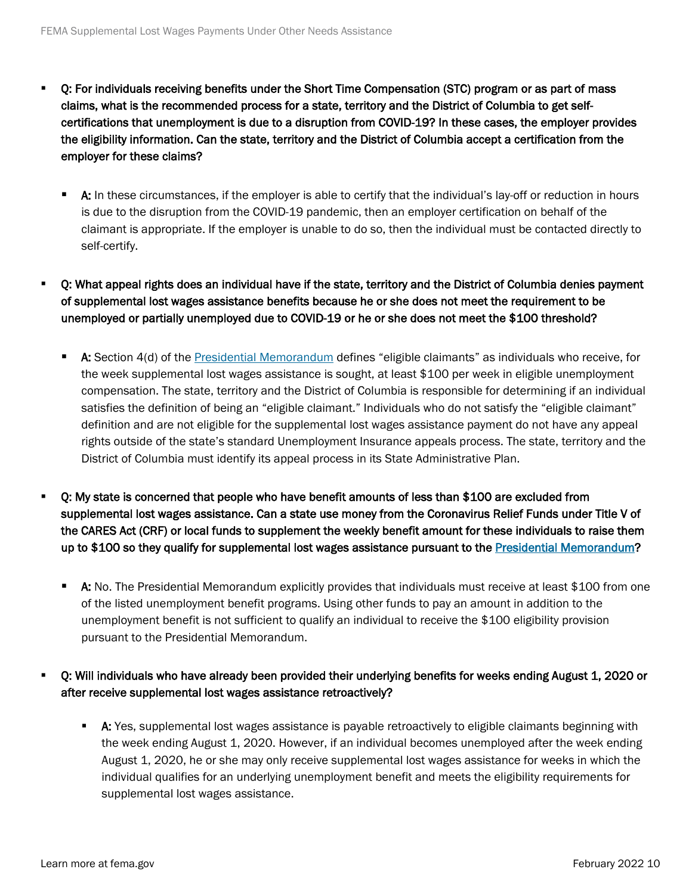- **Q: For individuals receiving benefits under the Short Time Compensation (STC) program or as part of mass claims, what is the recommended process for a state, territory and the District of Columbia to get self-certifications that unemployment is due to a disruption from COVID-19? In these cases, the employer provides the eligibility information. Can the state, territory and the District of Columbia accept a certification from the employer for these claims?**

  - **A:** In these circumstances, if the employer is able to certify that the individual's lay-off or reduction in hours is due to the disruption from the COVID-19 pandemic, then an employer certification on behalf of the claimant is appropriate. If the employer is unable to do so, then the individual must be contacted directly to self-certify.

- **Q: What appeal rights does an individual have if the state, territory and the District of Columbia denies payment of supplemental lost wages assistance benefits because he or she does not meet the requirement to be unemployed or partially unemployed due to COVID-19 or he or she does not meet the $100 threshold?**

  - **A:** Section 4(d) of the Presidential Memorandum defines "eligible claimants" as individuals who receive, for the week supplemental lost wages assistance is sought, at least $100 per week in eligible unemployment compensation. The state, territory and the District of Columbia is responsible for determining if an individual satisfies the definition of being an "eligible claimant." Individuals who do not satisfy the "eligible claimant" definition and are not eligible for the supplemental lost wages assistance payment do not have any appeal rights outside of the state's standard Unemployment Insurance appeals process. The state, territory and the District of Columbia must identify its appeal process in its State Administrative Plan.

- **Q: My state is concerned that people who have benefit amounts of less than $100 are excluded from supplemental lost wages assistance. Can a state use money from the Coronavirus Relief Funds under Title V of the CARES Act (CRF) or local funds to supplement the weekly benefit amount for these individuals to raise them up to $100 so they qualify for supplemental lost wages assistance pursuant to the Presidential Memorandum?**

  - **A:** No. The Presidential Memorandum explicitly provides that individuals must receive at least $100 from one of the listed unemployment benefit programs. Using other funds to pay an amount in addition to the unemployment benefit is not sufficient to qualify an individual to receive the $100 eligibility provision pursuant to the Presidential Memorandum.

- **Q: Will individuals who have already been provided their underlying benefits for weeks ending August 1, 2020 or after receive supplemental lost wages assistance retroactively?**

  - **A:** Yes, supplemental lost wages assistance is payable retroactively to eligible claimants beginning with the week ending August 1, 2020. However, if an individual becomes unemployed after the week ending August 1, 2020, he or she may only receive supplemental lost wages assistance for weeks in which the individual qualifies for an underlying unemployment benefit and meets the eligibility requirements for supplemental lost wages assistance.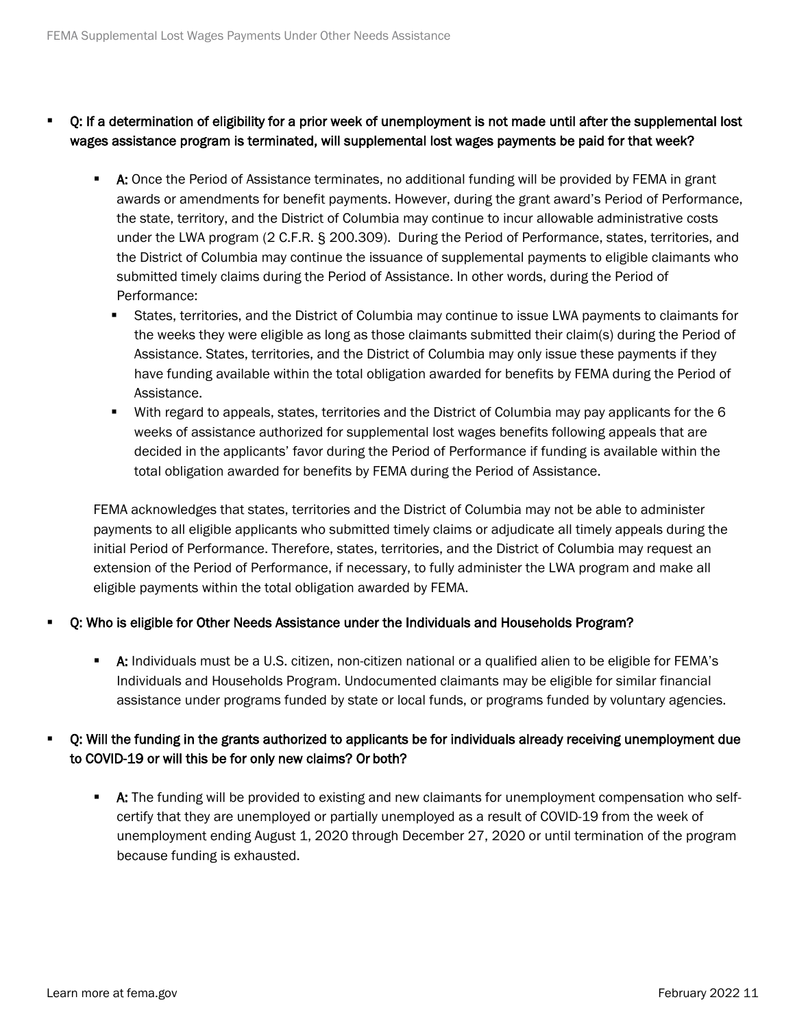- **Q: If a determination of eligibility for a prior week of unemployment is not made until after the supplemental lost wages assistance program is terminated, will supplemental lost wages payments be paid for that week?**
  - **A:** Once the Period of Assistance terminates, no additional funding will be provided by FEMA in grant awards or amendments for benefit payments. However, during the grant award's Period of Performance, the state, territory, and the District of Columbia may continue to incur allowable administrative costs under the LWA program (2 C.F.R. § 200.309). During the Period of Performance, states, territories, and the District of Columbia may continue the issuance of supplemental payments to eligible claimants who submitted timely claims during the Period of Assistance. In other words, during the Period of Performance:
    - States, territories, and the District of Columbia may continue to issue LWA payments to claimants for the weeks they were eligible as long as those claimants submitted their claim(s) during the Period of Assistance. States, territories, and the District of Columbia may only issue these payments if they have funding available within the total obligation awarded for benefits by FEMA during the Period of Assistance.
    - With regard to appeals, states, territories and the District of Columbia may pay applicants for the 6 weeks of assistance authorized for supplemental lost wages benefits following appeals that are decided in the applicants' favor during the Period of Performance if funding is available within the total obligation awarded for benefits by FEMA during the Period of Assistance.

  FEMA acknowledges that states, territories and the District of Columbia may not be able to administer payments to all eligible applicants who submitted timely claims or adjudicate all timely appeals during the initial Period of Performance. Therefore, states, territories, and the District of Columbia may request an extension of the Period of Performance, if necessary, to fully administer the LWA program and make all eligible payments within the total obligation awarded by FEMA.

- **Q: Who is eligible for Other Needs Assistance under the Individuals and Households Program?**
  - **A:** Individuals must be a U.S. citizen, non-citizen national or a qualified alien to be eligible for FEMA's Individuals and Households Program. Undocumented claimants may be eligible for similar financial assistance under programs funded by state or local funds, or programs funded by voluntary agencies.

- **Q: Will the funding in the grants authorized to applicants be for individuals already receiving unemployment due to COVID-19 or will this be for only new claims? Or both?**
  - **A:** The funding will be provided to existing and new claimants for unemployment compensation who self-certify that they are unemployed or partially unemployed as a result of COVID-19 from the week of unemployment ending August 1, 2020 through December 27, 2020 or until termination of the program because funding is exhausted.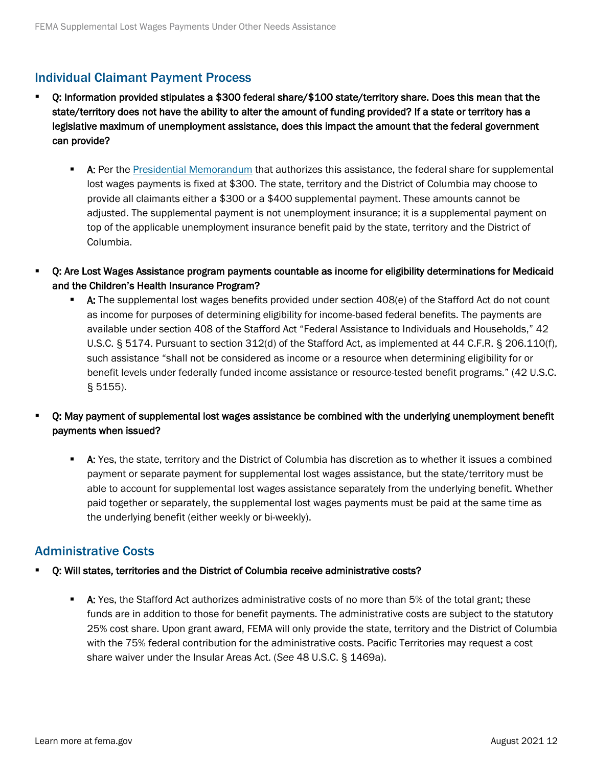## Individual Claimant Payment Process

- **Q: Information provided stipulates a $300 federal share/$100 state/territory share. Does this mean that the state/territory does not have the ability to alter the amount of funding provided? If a state or territory has a legislative maximum of unemployment assistance, does this impact the amount that the federal government can provide?**
  - **A:** Per the [Presidential Memorandum]() that authorizes this assistance, the federal share for supplemental lost wages payments is fixed at $300. The state, territory and the District of Columbia may choose to provide all claimants either a $300 or a $400 supplemental payment. These amounts cannot be adjusted. The supplemental payment is not unemployment insurance; it is a supplemental payment on top of the applicable unemployment insurance benefit paid by the state, territory and the District of Columbia.
- **Q: Are Lost Wages Assistance program payments countable as income for eligibility determinations for Medicaid and the Children's Health Insurance Program?**
  - **A:** The supplemental lost wages benefits provided under section 408(e) of the Stafford Act do not count as income for purposes of determining eligibility for income-based federal benefits. The payments are available under section 408 of the Stafford Act "Federal Assistance to Individuals and Households," 42 U.S.C. § 5174. Pursuant to section 312(d) of the Stafford Act, as implemented at 44 C.F.R. § 206.110(f), such assistance "shall not be considered as income or a resource when determining eligibility for or benefit levels under federally funded income assistance or resource-tested benefit programs." (42 U.S.C. § 5155).
- **Q: May payment of supplemental lost wages assistance be combined with the underlying unemployment benefit payments when issued?**
  - **A:** Yes, the state, territory and the District of Columbia has discretion as to whether it issues a combined payment or separate payment for supplemental lost wages assistance, but the state/territory must be able to account for supplemental lost wages assistance separately from the underlying benefit. Whether paid together or separately, the supplemental lost wages payments must be paid at the same time as the underlying benefit (either weekly or bi-weekly).

## Administrative Costs

- **Q: Will states, territories and the District of Columbia receive administrative costs?**
  - **A:** Yes, the Stafford Act authorizes administrative costs of no more than 5% of the total grant; these funds are in addition to those for benefit payments. The administrative costs are subject to the statutory 25% cost share. Upon grant award, FEMA will only provide the state, territory and the District of Columbia with the 75% federal contribution for the administrative costs. Pacific Territories may request a cost share waiver under the Insular Areas Act. (*See* 48 U.S.C. § 1469a).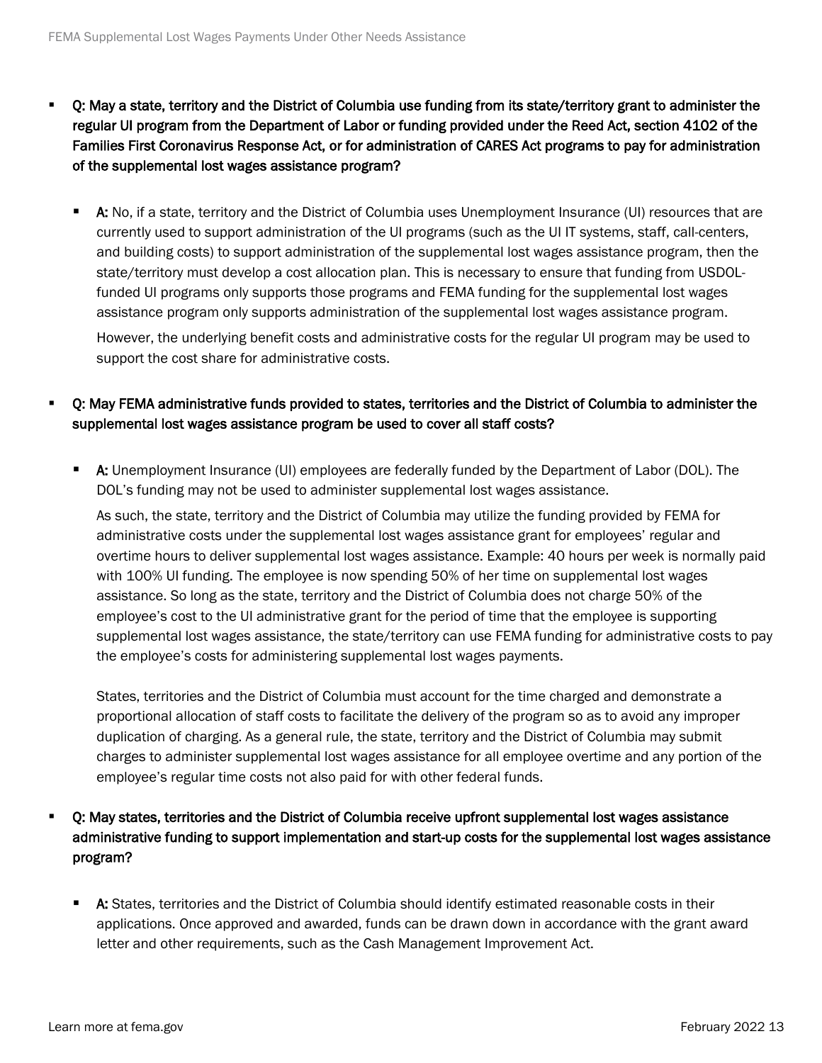- **Q: May a state, territory and the District of Columbia use funding from its state/territory grant to administer the regular UI program from the Department of Labor or funding provided under the Reed Act, section 4102 of the Families First Coronavirus Response Act, or for administration of CARES Act programs to pay for administration of the supplemental lost wages assistance program?**

  - **A:** No, if a state, territory and the District of Columbia uses Unemployment Insurance (UI) resources that are currently used to support administration of the UI programs (such as the UI IT systems, staff, call-centers, and building costs) to support administration of the supplemental lost wages assistance program, then the state/territory must develop a cost allocation plan. This is necessary to ensure that funding from USDOL-funded UI programs only supports those programs and FEMA funding for the supplemental lost wages assistance program only supports administration of the supplemental lost wages assistance program.

    However, the underlying benefit costs and administrative costs for the regular UI program may be used to support the cost share for administrative costs.

- **Q: May FEMA administrative funds provided to states, territories and the District of Columbia to administer the supplemental lost wages assistance program be used to cover all staff costs?**

  - **A:** Unemployment Insurance (UI) employees are federally funded by the Department of Labor (DOL). The DOL's funding may not be used to administer supplemental lost wages assistance.

    As such, the state, territory and the District of Columbia may utilize the funding provided by FEMA for administrative costs under the supplemental lost wages assistance grant for employees' regular and overtime hours to deliver supplemental lost wages assistance. Example: 40 hours per week is normally paid with 100% UI funding. The employee is now spending 50% of her time on supplemental lost wages assistance. So long as the state, territory and the District of Columbia does not charge 50% of the employee's cost to the UI administrative grant for the period of time that the employee is supporting supplemental lost wages assistance, the state/territory can use FEMA funding for administrative costs to pay the employee's costs for administering supplemental lost wages payments.

    States, territories and the District of Columbia must account for the time charged and demonstrate a proportional allocation of staff costs to facilitate the delivery of the program so as to avoid any improper duplication of charging. As a general rule, the state, territory and the District of Columbia may submit charges to administer supplemental lost wages assistance for all employee overtime and any portion of the employee's regular time costs not also paid for with other federal funds.

- **Q: May states, territories and the District of Columbia receive upfront supplemental lost wages assistance administrative funding to support implementation and start-up costs for the supplemental lost wages assistance program?**

  - **A:** States, territories and the District of Columbia should identify estimated reasonable costs in their applications. Once approved and awarded, funds can be drawn down in accordance with the grant award letter and other requirements, such as the Cash Management Improvement Act.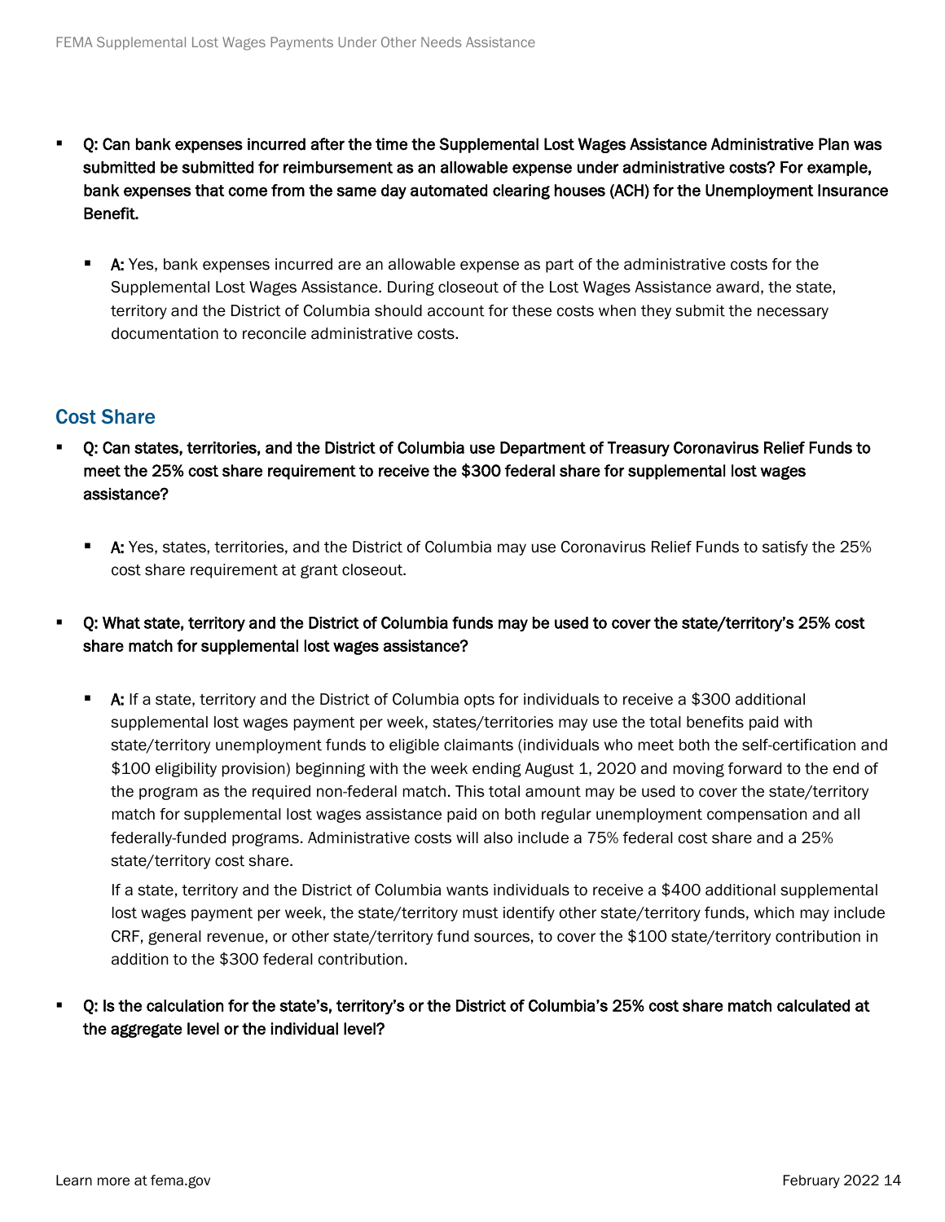- **Q: Can bank expenses incurred after the time the Supplemental Lost Wages Assistance Administrative Plan was submitted be submitted for reimbursement as an allowable expense under administrative costs? For example, bank expenses that come from the same day automated clearing houses (ACH) for the Unemployment Insurance Benefit.**

  - **A:** Yes, bank expenses incurred are an allowable expense as part of the administrative costs for the Supplemental Lost Wages Assistance. During closeout of the Lost Wages Assistance award, the state, territory and the District of Columbia should account for these costs when they submit the necessary documentation to reconcile administrative costs.

## Cost Share

- **Q: Can states, territories, and the District of Columbia use Department of Treasury Coronavirus Relief Funds to meet the 25% cost share requirement to receive the $300 federal share for supplemental lost wages assistance?**

  - **A:** Yes, states, territories, and the District of Columbia may use Coronavirus Relief Funds to satisfy the 25% cost share requirement at grant closeout.

- **Q: What state, territory and the District of Columbia funds may be used to cover the state/territory's 25% cost share match for supplemental lost wages assistance?**

  - **A:** If a state, territory and the District of Columbia opts for individuals to receive a $300 additional supplemental lost wages payment per week, states/territories may use the total benefits paid with state/territory unemployment funds to eligible claimants (individuals who meet both the self-certification and $100 eligibility provision) beginning with the week ending August 1, 2020 and moving forward to the end of the program as the required non-federal match. This total amount may be used to cover the state/territory match for supplemental lost wages assistance paid on both regular unemployment compensation and all federally-funded programs. Administrative costs will also include a 75% federal cost share and a 25% state/territory cost share.

    If a state, territory and the District of Columbia wants individuals to receive a $400 additional supplemental lost wages payment per week, the state/territory must identify other state/territory funds, which may include CRF, general revenue, or other state/territory fund sources, to cover the $100 state/territory contribution in addition to the $300 federal contribution.

- **Q: Is the calculation for the state's, territory's or the District of Columbia's 25% cost share match calculated at the aggregate level or the individual level?**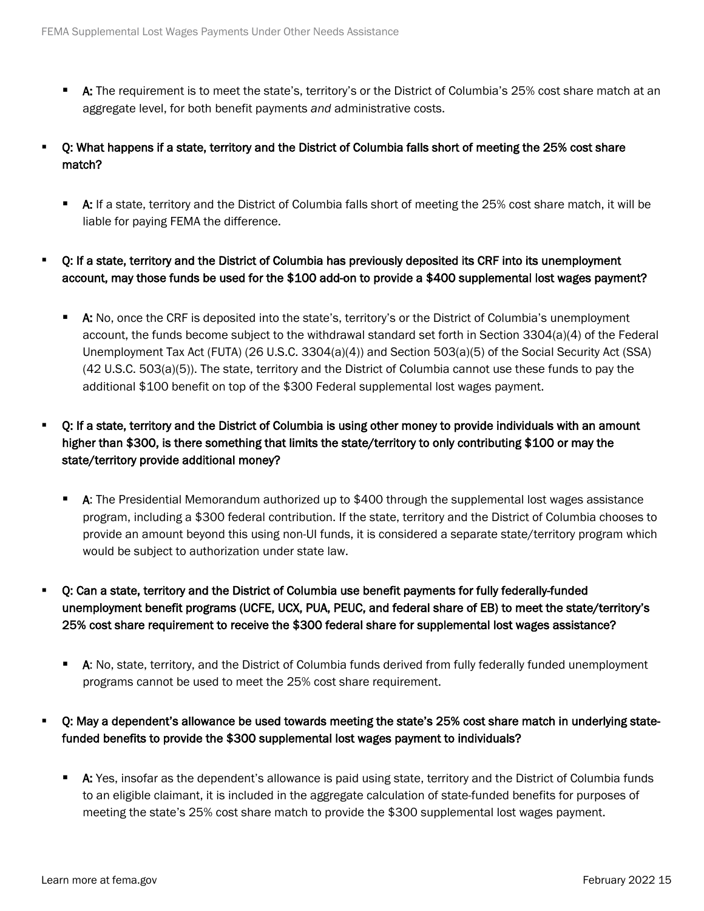- **A:** The requirement is to meet the state's, territory's or the District of Columbia's 25% cost share match at an aggregate level, for both benefit payments *and* administrative costs.

- **Q: What happens if a state, territory and the District of Columbia falls short of meeting the 25% cost share match?**
  - **A:** If a state, territory and the District of Columbia falls short of meeting the 25% cost share match, it will be liable for paying FEMA the difference.

- **Q: If a state, territory and the District of Columbia has previously deposited its CRF into its unemployment account, may those funds be used for the $100 add-on to provide a $400 supplemental lost wages payment?**
  - **A:** No, once the CRF is deposited into the state's, territory's or the District of Columbia's unemployment account, the funds become subject to the withdrawal standard set forth in Section 3304(a)(4) of the Federal Unemployment Tax Act (FUTA) (26 U.S.C. 3304(a)(4)) and Section 503(a)(5) of the Social Security Act (SSA) (42 U.S.C. 503(a)(5)). The state, territory and the District of Columbia cannot use these funds to pay the additional $100 benefit on top of the $300 Federal supplemental lost wages payment.

- **Q: If a state, territory and the District of Columbia is using other money to provide individuals with an amount higher than $300, is there something that limits the state/territory to only contributing $100 or may the state/territory provide additional money?**
  - **A**: The Presidential Memorandum authorized up to $400 through the supplemental lost wages assistance program, including a $300 federal contribution. If the state, territory and the District of Columbia chooses to provide an amount beyond this using non-UI funds, it is considered a separate state/territory program which would be subject to authorization under state law.

- **Q: Can a state, territory and the District of Columbia use benefit payments for fully federally-funded unemployment benefit programs (UCFE, UCX, PUA, PEUC, and federal share of EB) to meet the state/territory's 25% cost share requirement to receive the $300 federal share for supplemental lost wages assistance?**
  - **A**: No, state, territory, and the District of Columbia funds derived from fully federally funded unemployment programs cannot be used to meet the 25% cost share requirement.

- **Q: May a dependent's allowance be used towards meeting the state's 25% cost share match in underlying state-funded benefits to provide the $300 supplemental lost wages payment to individuals?**
  - **A:** Yes, insofar as the dependent's allowance is paid using state, territory and the District of Columbia funds to an eligible claimant, it is included in the aggregate calculation of state-funded benefits for purposes of meeting the state's 25% cost share match to provide the $300 supplemental lost wages payment.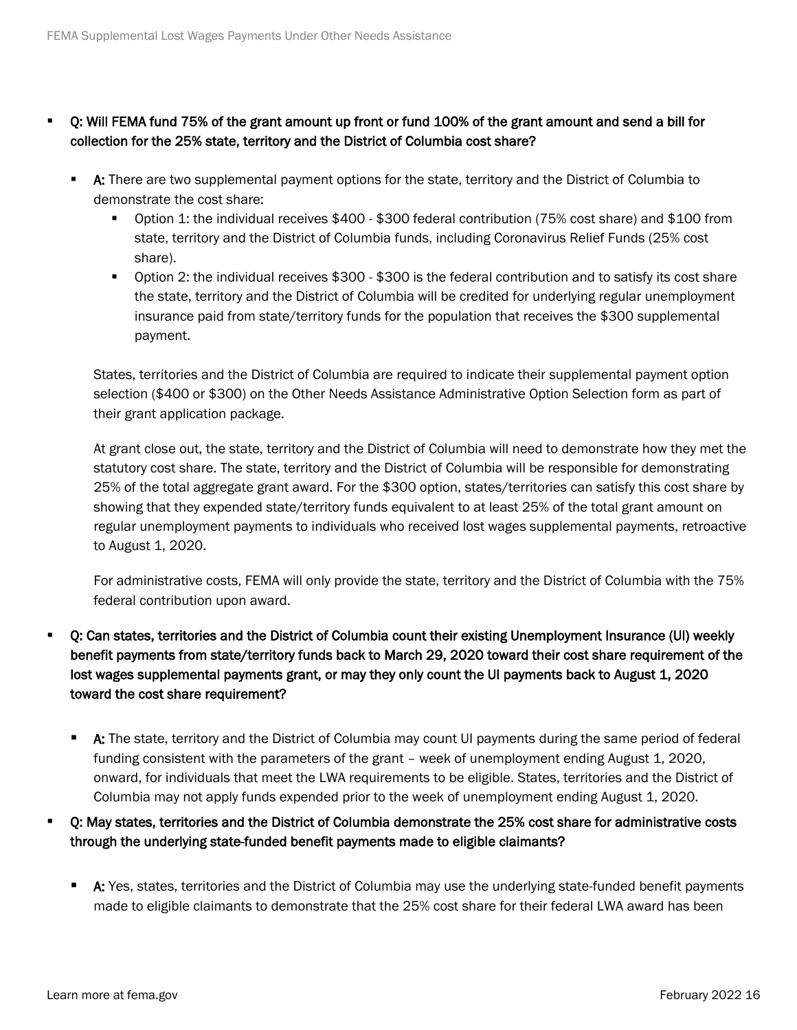- **Q: Will FEMA fund 75% of the grant amount up front or fund 100% of the grant amount and send a bill for collection for the 25% state, territory and the District of Columbia cost share?**

  - **A:** There are two supplemental payment options for the state, territory and the District of Columbia to demonstrate the cost share:
    - Option 1: the individual receives $400 - $300 federal contribution (75% cost share) and $100 from state, territory and the District of Columbia funds, including Coronavirus Relief Funds (25% cost share).
    - Option 2: the individual receives $300 - $300 is the federal contribution and to satisfy its cost share the state, territory and the District of Columbia will be credited for underlying regular unemployment insurance paid from state/territory funds for the population that receives the $300 supplemental payment.

  States, territories and the District of Columbia are required to indicate their supplemental payment option selection ($400 or $300) on the Other Needs Assistance Administrative Option Selection form as part of their grant application package.

  At grant close out, the state, territory and the District of Columbia will need to demonstrate how they met the statutory cost share. The state, territory and the District of Columbia will be responsible for demonstrating 25% of the total aggregate grant award. For the $300 option, states/territories can satisfy this cost share by showing that they expended state/territory funds equivalent to at least 25% of the total grant amount on regular unemployment payments to individuals who received lost wages supplemental payments, retroactive to August 1, 2020.

  For administrative costs, FEMA will only provide the state, territory and the District of Columbia with the 75% federal contribution upon award.

- **Q: Can states, territories and the District of Columbia count their existing Unemployment Insurance (UI) weekly benefit payments from state/territory funds back to March 29, 2020 toward their cost share requirement of the lost wages supplemental payments grant, or may they only count the UI payments back to August 1, 2020 toward the cost share requirement?**

  - **A:** The state, territory and the District of Columbia may count UI payments during the same period of federal funding consistent with the parameters of the grant – week of unemployment ending August 1, 2020, onward, for individuals that meet the LWA requirements to be eligible. States, territories and the District of Columbia may not apply funds expended prior to the week of unemployment ending August 1, 2020.

- **Q: May states, territories and the District of Columbia demonstrate the 25% cost share for administrative costs through the underlying state-funded benefit payments made to eligible claimants?**

  - **A:** Yes, states, territories and the District of Columbia may use the underlying state-funded benefit payments made to eligible claimants to demonstrate that the 25% cost share for their federal LWA award has been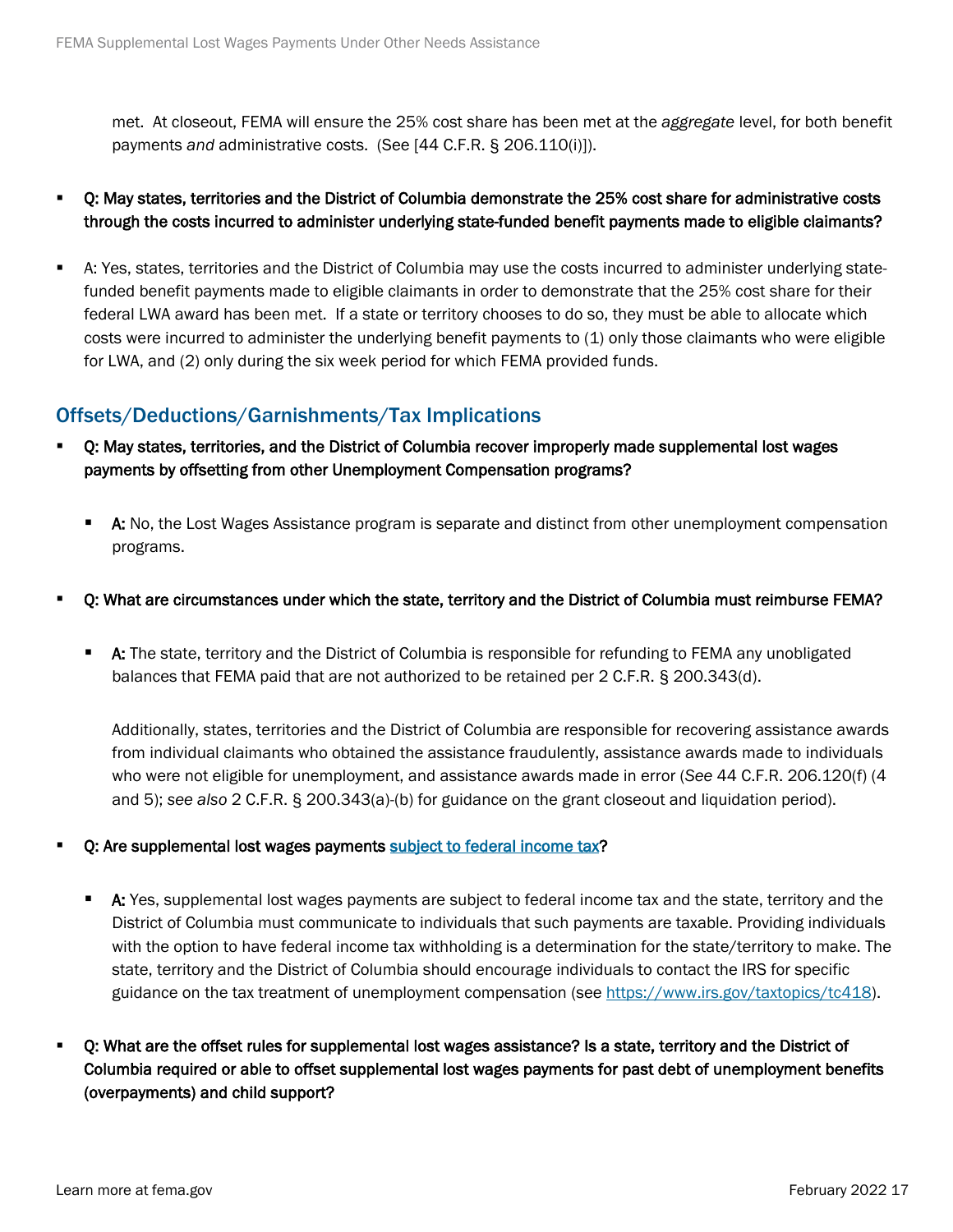met. At closeout, FEMA will ensure the 25% cost share has been met at the *aggregate* level, for both benefit payments *and* administrative costs. (See [44 C.F.R. § 206.110(i)]).

- **Q: May states, territories and the District of Columbia demonstrate the 25% cost share for administrative costs through the costs incurred to administer underlying state-funded benefit payments made to eligible claimants?**

- A: Yes, states, territories and the District of Columbia may use the costs incurred to administer underlying state-funded benefit payments made to eligible claimants in order to demonstrate that the 25% cost share for their federal LWA award has been met. If a state or territory chooses to do so, they must be able to allocate which costs were incurred to administer the underlying benefit payments to (1) only those claimants who were eligible for LWA, and (2) only during the six week period for which FEMA provided funds.

## Offsets/Deductions/Garnishments/Tax Implications

- **Q: May states, territories, and the District of Columbia recover improperly made supplemental lost wages payments by offsetting from other Unemployment Compensation programs?**

  - **A:** No, the Lost Wages Assistance program is separate and distinct from other unemployment compensation programs.

- **Q: What are circumstances under which the state, territory and the District of Columbia must reimburse FEMA?**

  - **A:** The state, territory and the District of Columbia is responsible for refunding to FEMA any unobligated balances that FEMA paid that are not authorized to be retained per 2 C.F.R. § 200.343(d).

    Additionally, states, territories and the District of Columbia are responsible for recovering assistance awards from individual claimants who obtained the assistance fraudulently, assistance awards made to individuals who were not eligible for unemployment, and assistance awards made in error (*See* 44 C.F.R. 206.120(f) (4 and 5); *see also* 2 C.F.R. § 200.343(a)-(b) for guidance on the grant closeout and liquidation period).

- **Q: Are supplemental lost wages payments [subject to federal income tax]?**

  - **A:** Yes, supplemental lost wages payments are subject to federal income tax and the state, territory and the District of Columbia must communicate to individuals that such payments are taxable. Providing individuals with the option to have federal income tax withholding is a determination for the state/territory to make. The state, territory and the District of Columbia should encourage individuals to contact the IRS for specific guidance on the tax treatment of unemployment compensation (see https://www.irs.gov/taxtopics/tc418).

- **Q: What are the offset rules for supplemental lost wages assistance? Is a state, territory and the District of Columbia required or able to offset supplemental lost wages payments for past debt of unemployment benefits (overpayments) and child support?**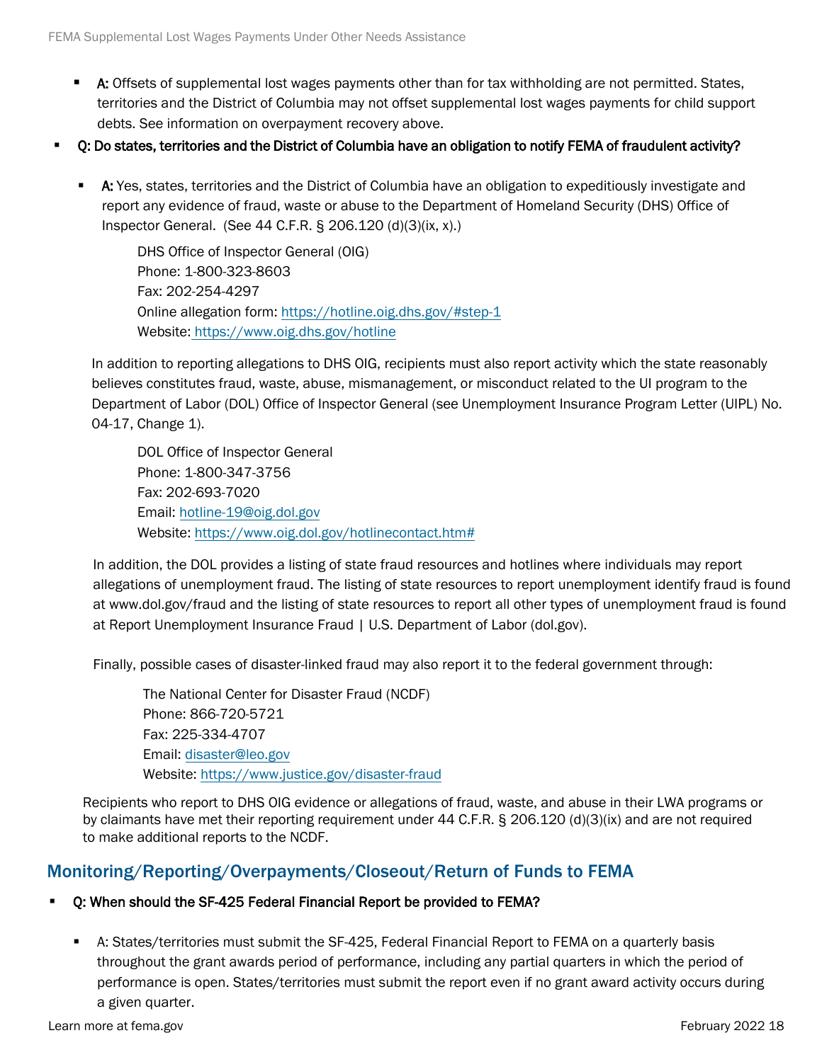- **A:** Offsets of supplemental lost wages payments other than for tax withholding are not permitted. States, territories and the District of Columbia may not offset supplemental lost wages payments for child support debts. See information on overpayment recovery above.

- **Q: Do states, territories and the District of Columbia have an obligation to notify FEMA of fraudulent activity?**

  - **A:** Yes, states, territories and the District of Columbia have an obligation to expeditiously investigate and report any evidence of fraud, waste or abuse to the Department of Homeland Security (DHS) Office of Inspector General. (See 44 C.F.R. § 206.120 (d)(3)(ix, x).)

    DHS Office of Inspector General (OIG)
    Phone: 1-800-323-8603
    Fax: 202-254-4297
    Online allegation form: https://hotline.oig.dhs.gov/#step-1
    Website: https://www.oig.dhs.gov/hotline

    In addition to reporting allegations to DHS OIG, recipients must also report activity which the state reasonably believes constitutes fraud, waste, abuse, mismanagement, or misconduct related to the UI program to the Department of Labor (DOL) Office of Inspector General (see Unemployment Insurance Program Letter (UIPL) No. 04-17, Change 1).

    DOL Office of Inspector General
    Phone: 1-800-347-3756
    Fax: 202-693-7020
    Email: hotline-19@oig.dol.gov
    Website: https://www.oig.dol.gov/hotlinecontact.htm#

    In addition, the DOL provides a listing of state fraud resources and hotlines where individuals may report allegations of unemployment fraud. The listing of state resources to report unemployment identify fraud is found at www.dol.gov/fraud and the listing of state resources to report all other types of unemployment fraud is found at Report Unemployment Insurance Fraud | U.S. Department of Labor (dol.gov).

    Finally, possible cases of disaster-linked fraud may also report it to the federal government through:

    The National Center for Disaster Fraud (NCDF)
    Phone: 866-720-5721
    Fax: 225-334-4707
    Email: disaster@leo.gov
    Website: https://www.justice.gov/disaster-fraud

    Recipients who report to DHS OIG evidence or allegations of fraud, waste, and abuse in their LWA programs or by claimants have met their reporting requirement under 44 C.F.R. § 206.120 (d)(3)(ix) and are not required to make additional reports to the NCDF.

## Monitoring/Reporting/Overpayments/Closeout/Return of Funds to FEMA

- **Q: When should the SF-425 Federal Financial Report be provided to FEMA?**

  - A: States/territories must submit the SF-425, Federal Financial Report to FEMA on a quarterly basis throughout the grant awards period of performance, including any partial quarters in which the period of performance is open. States/territories must submit the report even if no grant award activity occurs during a given quarter.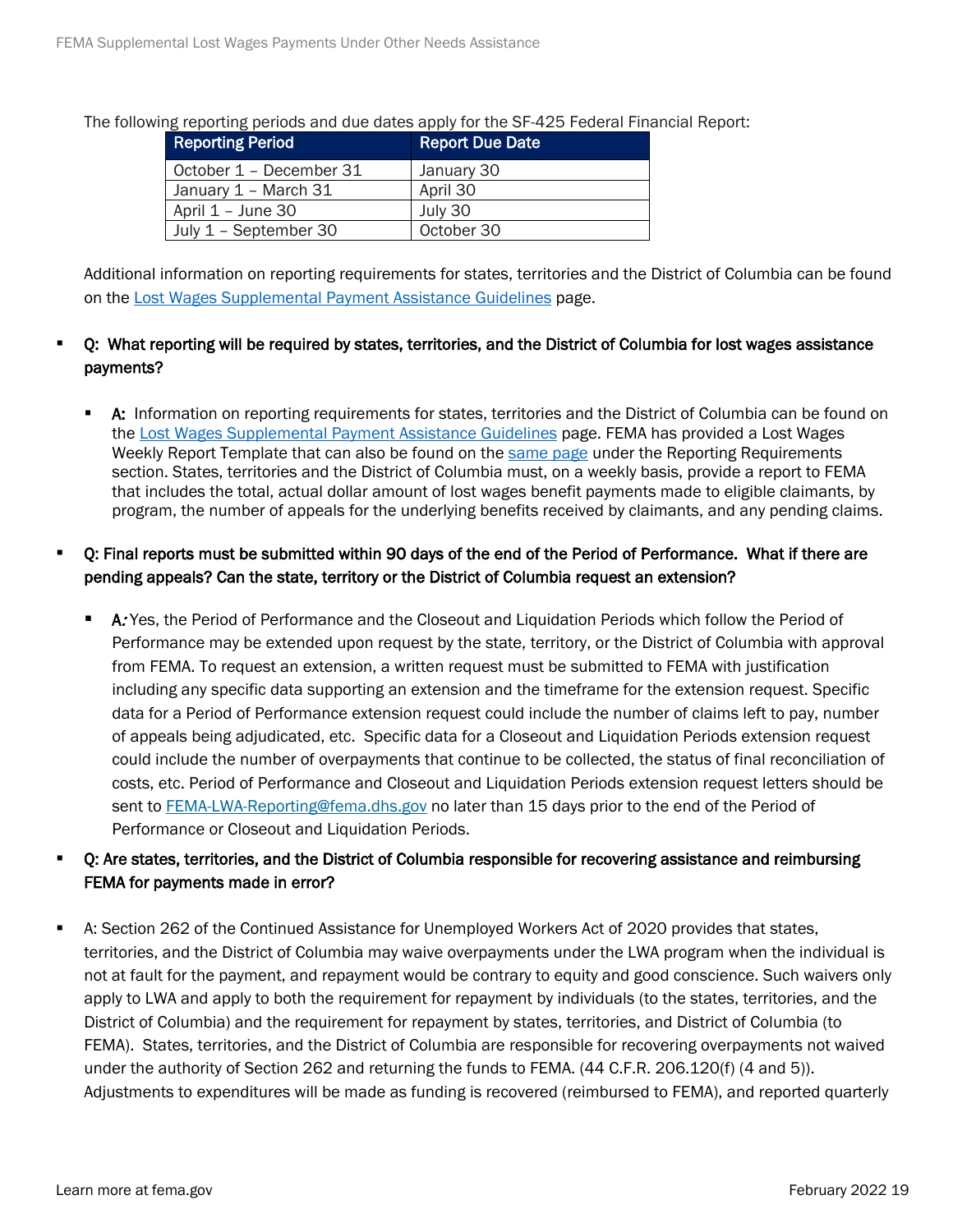The following reporting periods and due dates apply for the SF-425 Federal Financial Report:

| Reporting Period | Report Due Date |
|---|---|
| October 1 – December 31 | January 30 |
| January 1 – March 31 | April 30 |
| April 1 – June 30 | July 30 |
| July 1 – September 30 | October 30 |

Additional information on reporting requirements for states, territories and the District of Columbia can be found on the Lost Wages Supplemental Payment Assistance Guidelines page.

- **Q: What reporting will be required by states, territories, and the District of Columbia for lost wages assistance payments?**
  - **A:** Information on reporting requirements for states, territories and the District of Columbia can be found on the Lost Wages Supplemental Payment Assistance Guidelines page. FEMA has provided a Lost Wages Weekly Report Template that can also be found on the same page under the Reporting Requirements section. States, territories and the District of Columbia must, on a weekly basis, provide a report to FEMA that includes the total, actual dollar amount of lost wages benefit payments made to eligible claimants, by program, the number of appeals for the underlying benefits received by claimants, and any pending claims.
- **Q: Final reports must be submitted within 90 days of the end of the Period of Performance. What if there are pending appeals? Can the state, territory or the District of Columbia request an extension?**
  - **A***:* Yes, the Period of Performance and the Closeout and Liquidation Periods which follow the Period of Performance may be extended upon request by the state, territory, or the District of Columbia with approval from FEMA. To request an extension, a written request must be submitted to FEMA with justification including any specific data supporting an extension and the timeframe for the extension request. Specific data for a Period of Performance extension request could include the number of claims left to pay, number of appeals being adjudicated, etc. Specific data for a Closeout and Liquidation Periods extension request could include the number of overpayments that continue to be collected, the status of final reconciliation of costs, etc. Period of Performance and Closeout and Liquidation Periods extension request letters should be sent to FEMA-LWA-Reporting@fema.dhs.gov no later than 15 days prior to the end of the Period of Performance or Closeout and Liquidation Periods.
- **Q: Are states, territories, and the District of Columbia responsible for recovering assistance and reimbursing FEMA for payments made in error?**
- A: Section 262 of the Continued Assistance for Unemployed Workers Act of 2020 provides that states, territories, and the District of Columbia may waive overpayments under the LWA program when the individual is not at fault for the payment, and repayment would be contrary to equity and good conscience. Such waivers only apply to LWA and apply to both the requirement for repayment by individuals (to the states, territories, and the District of Columbia) and the requirement for repayment by states, territories, and District of Columbia (to FEMA). States, territories, and the District of Columbia are responsible for recovering overpayments not waived under the authority of Section 262 and returning the funds to FEMA. (44 C.F.R. 206.120(f) (4 and 5)). Adjustments to expenditures will be made as funding is recovered (reimbursed to FEMA), and reported quarterly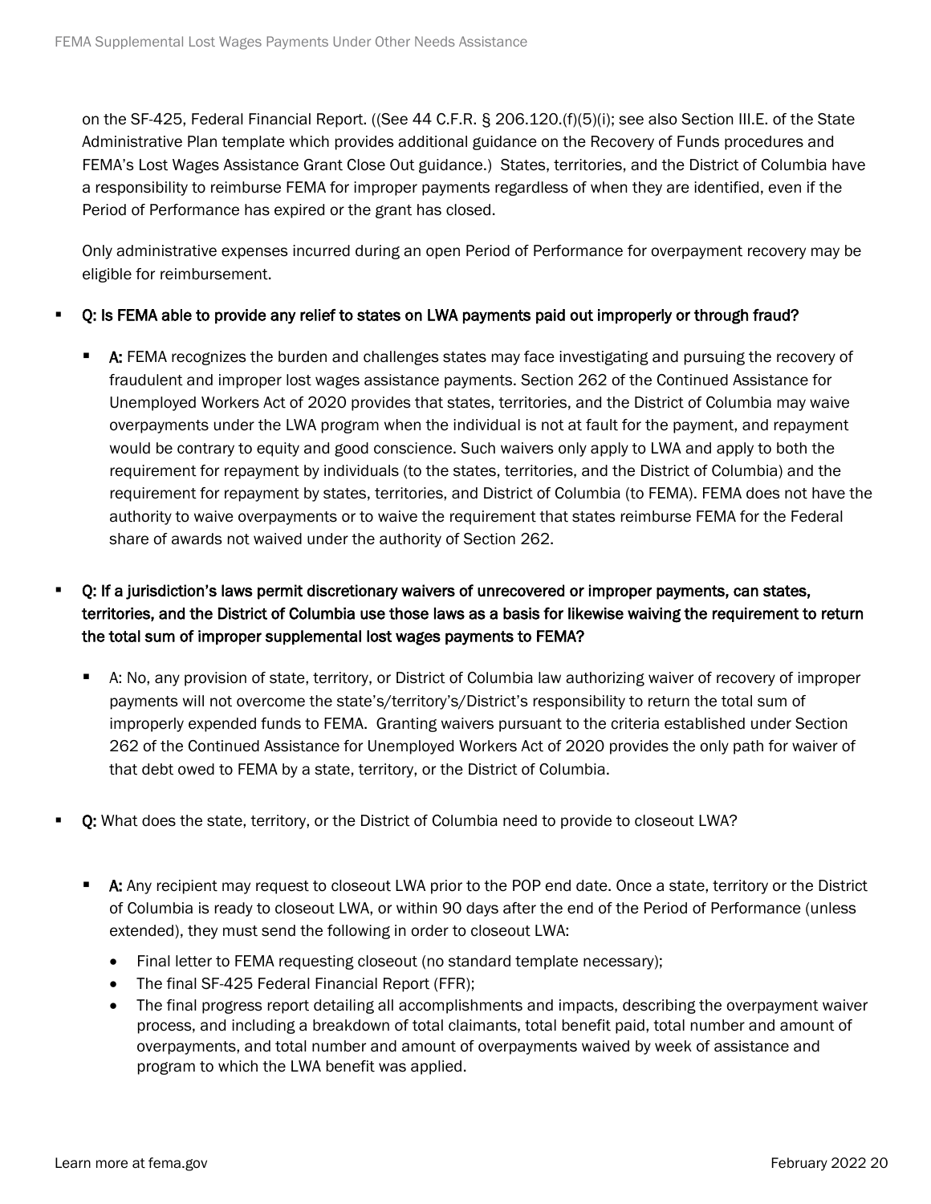on the SF-425, Federal Financial Report. ((See 44 C.F.R. § 206.120.(f)(5)(i); see also Section III.E. of the State Administrative Plan template which provides additional guidance on the Recovery of Funds procedures and FEMA's Lost Wages Assistance Grant Close Out guidance.) States, territories, and the District of Columbia have a responsibility to reimburse FEMA for improper payments regardless of when they are identified, even if the Period of Performance has expired or the grant has closed.

Only administrative expenses incurred during an open Period of Performance for overpayment recovery may be eligible for reimbursement.

- **Q: Is FEMA able to provide any relief to states on LWA payments paid out improperly or through fraud?**
  - **A:** FEMA recognizes the burden and challenges states may face investigating and pursuing the recovery of fraudulent and improper lost wages assistance payments. Section 262 of the Continued Assistance for Unemployed Workers Act of 2020 provides that states, territories, and the District of Columbia may waive overpayments under the LWA program when the individual is not at fault for the payment, and repayment would be contrary to equity and good conscience. Such waivers only apply to LWA and apply to both the requirement for repayment by individuals (to the states, territories, and the District of Columbia) and the requirement for repayment by states, territories, and District of Columbia (to FEMA). FEMA does not have the authority to waive overpayments or to waive the requirement that states reimburse FEMA for the Federal share of awards not waived under the authority of Section 262.

- **Q: If a jurisdiction's laws permit discretionary waivers of unrecovered or improper payments, can states, territories, and the District of Columbia use those laws as a basis for likewise waiving the requirement to return the total sum of improper supplemental lost wages payments to FEMA?**
  - A: No, any provision of state, territory, or District of Columbia law authorizing waiver of recovery of improper payments will not overcome the state's/territory's/District's responsibility to return the total sum of improperly expended funds to FEMA. Granting waivers pursuant to the criteria established under Section 262 of the Continued Assistance for Unemployed Workers Act of 2020 provides the only path for waiver of that debt owed to FEMA by a state, territory, or the District of Columbia.

- **Q:** What does the state, territory, or the District of Columbia need to provide to closeout LWA?
  - **A:** Any recipient may request to closeout LWA prior to the POP end date. Once a state, territory or the District of Columbia is ready to closeout LWA, or within 90 days after the end of the Period of Performance (unless extended), they must send the following in order to closeout LWA:
    - Final letter to FEMA requesting closeout (no standard template necessary);
    - The final SF-425 Federal Financial Report (FFR);
    - The final progress report detailing all accomplishments and impacts, describing the overpayment waiver process, and including a breakdown of total claimants, total benefit paid, total number and amount of overpayments, and total number and amount of overpayments waived by week of assistance and program to which the LWA benefit was applied.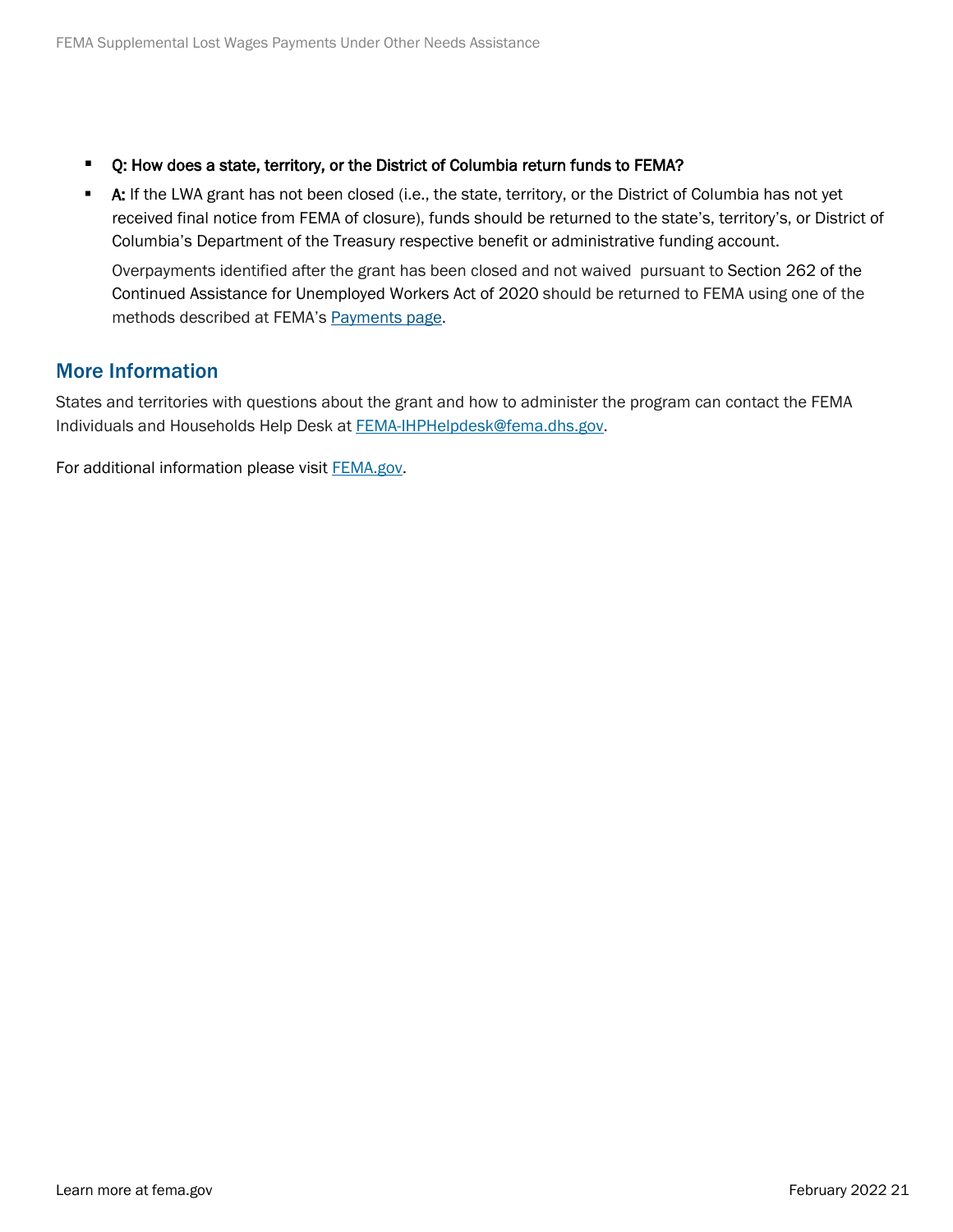- **Q: How does a state, territory, or the District of Columbia return funds to FEMA?**
- **A:** If the LWA grant has not been closed (i.e., the state, territory, or the District of Columbia has not yet received final notice from FEMA of closure), funds should be returned to the state's, territory's, or District of Columbia's Department of the Treasury respective benefit or administrative funding account.

  Overpayments identified after the grant has been closed and not waived pursuant to Section 262 of the Continued Assistance for Unemployed Workers Act of 2020 should be returned to FEMA using one of the methods described at FEMA's [Payments page](Payments page).

## More Information

States and territories with questions about the grant and how to administer the program can contact the FEMA Individuals and Households Help Desk at [FEMA-IHPHelpdesk@fema.dhs.gov](mailto:FEMA-IHPHelpdesk@fema.dhs.gov).

For additional information please visit [FEMA.gov](FEMA.gov).